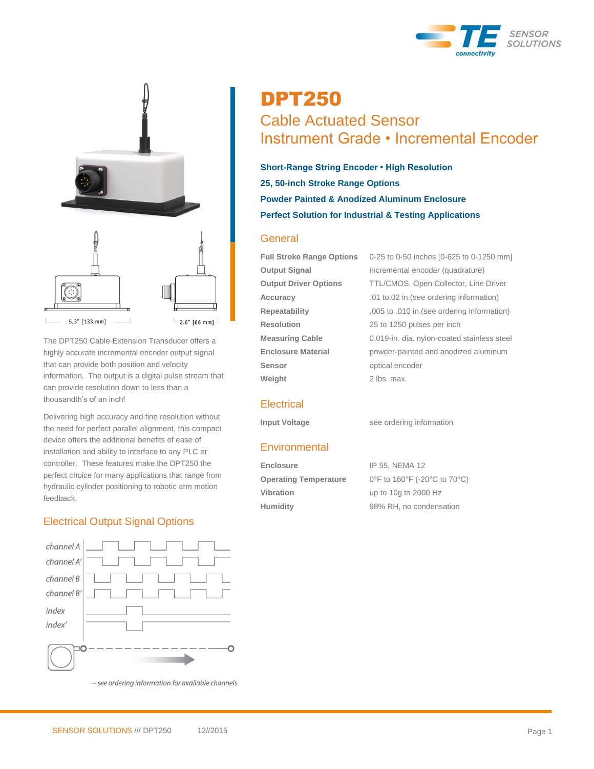# DPT250

## Cable Actuated Sensor
## Instrument Grade • Incremental Encoder

**Short-Range String Encoder • High Resolution**

**25, 50-inch Stroke Range Options**

**Powder Painted & Anodized Aluminum Enclosure**

**Perfect Solution for Industrial & Testing Applications**

5.3" [133 mm]

2.6" [66 mm]

The DPT250 Cable-Extension Transducer offers a highly accurate incremental encoder output signal that can provide both position and velocity information. The output is a digital pulse stream that can provide resolution down to less than a thousandth's of an inch!

Delivering high accuracy and fine resolution without the need for perfect parallel alignment, this compact device offers the additional benefits of ease of installation and ability to interface to any PLC or controller. These features make the DPT250 the perfect choice for many applications that range from hydraulic cylinder positioning to robotic arm motion feedback.

## Electrical Output Signal Options

channel A

channel A'

channel B

channel B'

index

index'

-- see ordering information for available channels

## General

| | |
|---|---|
| **Full Stroke Range Options** | 0-25 to 0-50 inches [0-625 to 0-1250 mm] |
| **Output Signal** | incremental encoder (quadrature) |
| **Output Driver Options** | TTL/CMOS, Open Collector, Line Driver |
| **Accuracy** | .01 to.02 in.(see ordering information) |
| **Repeatability** | ,005 to .010 in.(see ordering information) |
| **Resolution** | 25 to 1250 pulses per inch |
| **Measuring Cable** | 0.019-in. dia. nylon-coated stainless steel |
| **Enclosure Material** | powder-painted and anodized aluminum |
| **Sensor** | optical encoder |
| **Weight** | 2 lbs. max. |

## Electrical

| | |
|---|---|
| **Input Voltage** | see ordering information |

## Environmental

| | |
|---|---|
| **Enclosure** | IP 55, NEMA 12 |
| **Operating Temperature** | 0°F to 160°F (-20°C to 70°C) |
| **Vibration** | up to 10g to 2000 Hz |
| **Humidity** | 98% RH, no condensation |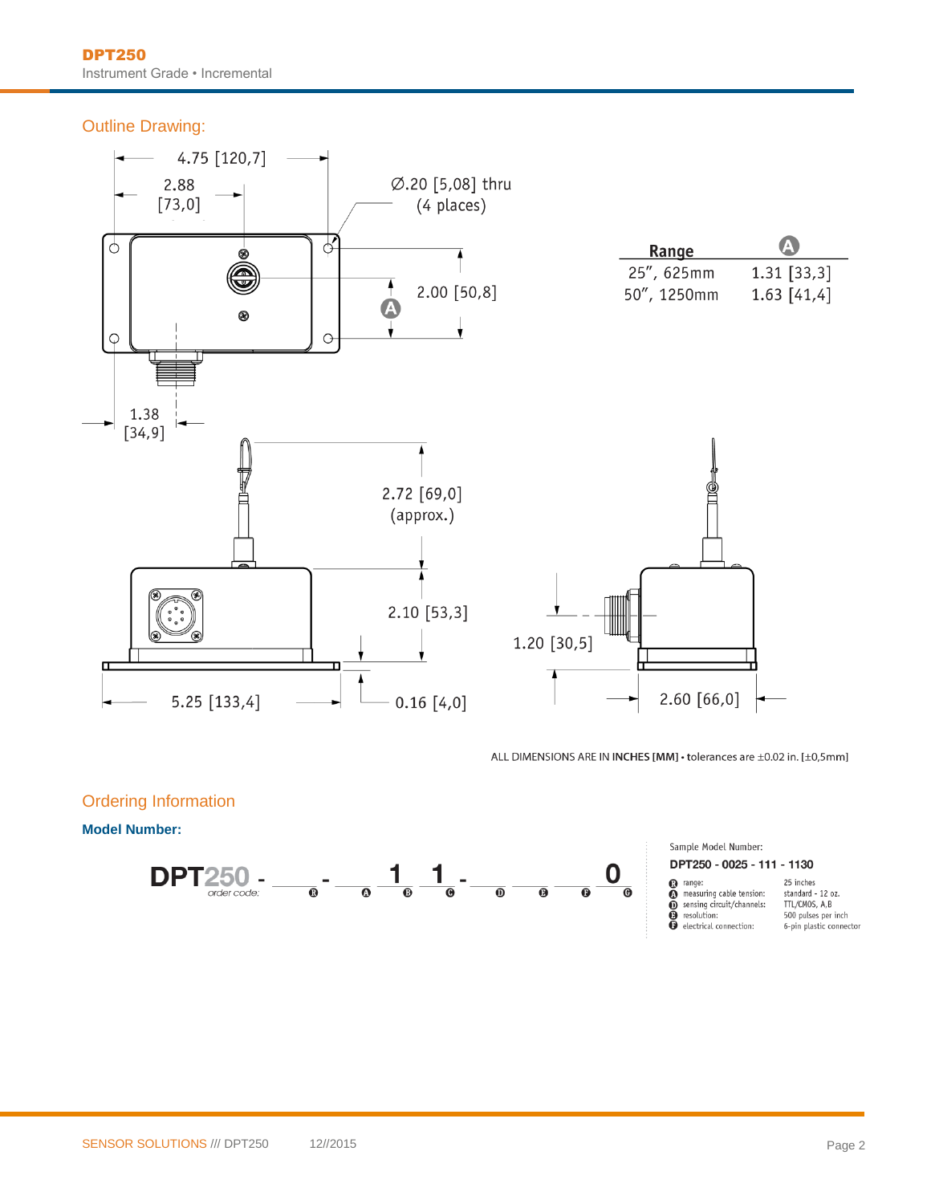## Outline Drawing:

4.75 [120,7]

2.88 [73,0]

Ø.20 [5,08] thru (4 places)

2.00 [50,8]

1.38 [34,9]

2.72 [69,0] (approx.)

2.10 [53,3]

1.20 [30,5]

5.25 [133,4]

0.16 [4,0]

2.60 [66,0]

| Range | A |
|---|---|
| 25", 625mm | 1.31 [33,3] |
| 50", 1250mm | 1.63 [41,4] |

ALL DIMENSIONS ARE IN **INCHES [MM]** • tolerances are ±0.02 in. [±0,5mm]

## Ordering Information

### Model Number:

**DPT250** - ___ - ___ **1** **1** - ___ ___ ___ **0**

*order code:* R A B C D E F G

Sample Model Number:

**DPT250 - 0025 - 111 - 1130**

| | | |
|---|---|---|
| R | range: | 25 inches |
| A | measuring cable tension: | standard - 12 oz. |
| D | sensing circuit/channels: | TTL/CMOS, A,B |
| E | resolution: | 500 pulses per inch |
| F | electrical connection: | 6-pin plastic connector |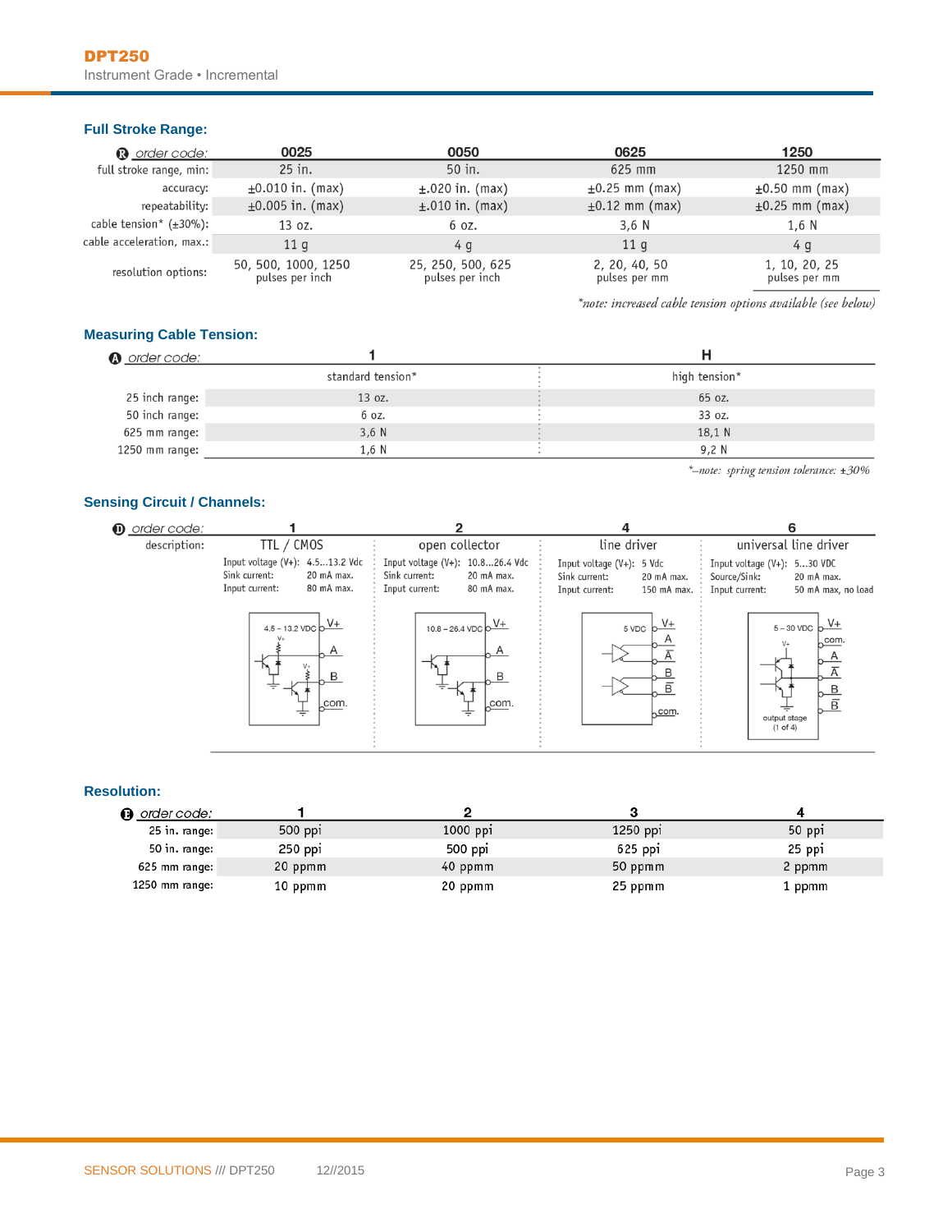## Full Stroke Range:

| Ⓡ order code: | 0025 | 0050 | 0625 | 1250 |
|---|---|---|---|---|
| full stroke range, min: | 25 in. | 50 in. | 625 mm | 1250 mm |
| accuracy: | ±0.010 in. (max) | ±.020 in. (max) | ±0.25 mm (max) | ±0.50 mm (max) |
| repeatability: | ±0.005 in. (max) | ±.010 in. (max) | ±0.12 mm (max) | ±0.25 mm (max) |
| cable tension* (±30%): | 13 oz. | 6 oz. | 3,6 N | 1,6 N |
| cable acceleration, max.: | 11 g | 4 g | 11 g | 4 g |
| resolution options: | 50, 500, 1000, 1250 pulses per inch | 25, 250, 500, 625 pulses per inch | 2, 20, 40, 50 pulses per mm | 1, 10, 20, 25 pulses per mm |

*\*note: increased cable tension options available (see below)*

## Measuring Cable Tension:

| Ⓐ order code: | 1 | H |
|---|---|---|
| | standard tension* | high tension* |
| 25 inch range: | 13 oz. | 65 oz. |
| 50 inch range: | 6 oz. | 33 oz. |
| 625 mm range: | 3,6 N | 18,1 N |
| 1250 mm range: | 1,6 N | 9,2 N |

*\*–note: spring tension tolerance: ±30%*

## Sensing Circuit / Channels:

| Ⓓ order code: | 1 | 2 | 4 | 6 |
|---|---|---|---|---|
| description: | TTL / CMOS | open collector | line driver | universal line driver |
| | Input voltage (V+): 4.5...13.2 Vdc<br>Sink current: 20 mA max.<br>Input current: 80 mA max. | Input voltage (V+): 10.8...26.4 Vdc<br>Sink current: 20 mA max.<br>Input current: 80 mA max. | Input voltage (V+): 5 Vdc<br>Sink current: 20 mA max.<br>Input current: 150 mA max. | Input voltage (V+): 5...30 VDC<br>Source/Sink: 20 mA max.<br>Input current: 50 mA max, no load |
| | 4.5 – 13.2 VDC: V+, A, B, com. | 10.8 – 26.4 VDC: V+, A, B, com. | 5 VDC: V+, A, $\overline{A}$, B, $\overline{B}$, com. | 5 – 30 VDC: V+, com., A, $\overline{A}$, B, $\overline{B}$; output stage (1 of 4) |

## Resolution:

| Ⓔ order code: | 1 | 2 | 3 | 4 |
|---|---|---|---|---|
| 25 in. range: | 500 ppi | 1000 ppi | 1250 ppi | 50 ppi |
| 50 in. range: | 250 ppi | 500 ppi | 625 ppi | 25 ppi |
| 625 mm range: | 20 ppmm | 40 ppmm | 50 ppmm | 2 ppmm |
| 1250 mm range: | 10 ppmm | 20 ppmm | 25 ppmm | 1 ppmm |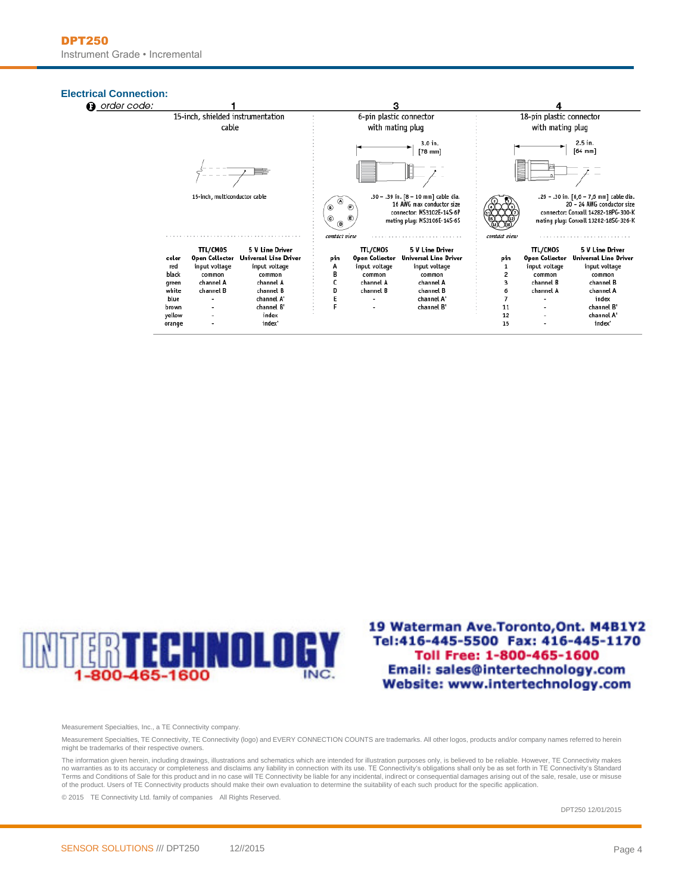## Electrical Connection:

**F** order code:

| | 1 | 3 | 4 |
|---|---|---|---|
| | 15-inch, shielded instrumentation cable | 6-pin plastic connector with mating plug | 18-pin plastic connector with mating plug |
| | 15-inch, multiconductor cable | 3.0 in. [78 mm]<br>.30 – .39 in. [8 – 10 mm] cable dia.<br>16 AWG max conductor size<br>connector: MS3102E-14S-6P<br>mating plug: MS3106E-14S-6S<br>contact view | 2.5 in. [64 mm]<br>.25 – .30 in. [6,0 – 7,5 mm] cable dia.<br>20 – 24 AWG conductor size<br>connector: Conxall 14282-18PG-300-K<br>mating plug: Conxall 13282-18SG-326-K<br>contact view |

**Order code 1:**

| color | TTL/CMOS Open Collector | 5 V Line Driver Universal Line Driver |
|---|---|---|
| red | input voltage | input voltage |
| black | common | common |
| green | channel A | channel A |
| white | channel B | channel B |
| blue | - | channel A' |
| brown | - | channel B' |
| yellow | - | index |
| orange | - | index' |

**Order code 3:**

| pin | TTL/CMOS Open Collector | 5 V Line Driver Universal Line Driver |
|---|---|---|
| A | input voltage | input voltage |
| B | common | common |
| C | channel A | channel A |
| D | channel B | channel B |
| E | - | channel A' |
| F | - | channel B' |

**Order code 4:**

| pin | TTL/CMOS Open Collector | 5 V Line Driver Universal Line Driver |
|---|---|---|
| 1 | input voltage | input voltage |
| 2 | common | common |
| 3 | channel B | channel B |
| 6 | channel A | channel A |
| 7 | - | index |
| 11 | - | channel B' |
| 12 | - | channel A' |
| 15 | - | index' |

INTERTECHNOLOGY INC. 1-800-465-1600

19 Waterman Ave.Toronto,Ont. M4B1Y2
Tel:416-445-5500 Fax: 416-445-1170
Toll Free: 1-800-465-1600
Email: sales@intertechnology.com
Website: www.intertechnology.com

Measurement Specialties, Inc., a TE Connectivity company.

Measurement Specialties, TE Connectivity, TE Connectivity (logo) and EVERY CONNECTION COUNTS are trademarks. All other logos, products and/or company names referred to herein might be trademarks of their respective owners.

The information given herein, including drawings, illustrations and schematics which are intended for illustration purposes only, is believed to be reliable. However, TE Connectivity makes no warranties as to its accuracy or completeness and disclaims any liability in connection with its use. TE Connectivity's obligations shall only be as set forth in TE Connectivity's Standard Terms and Conditions of Sale for this product and in no case will TE Connectivity be liable for any incidental, indirect or consequential damages arising out of the sale, resale, use or misuse of the product. Users of TE Connectivity products should make their own evaluation to determine the suitability of each such product for the specific application.

© 2015 TE Connectivity Ltd. family of companies All Rights Reserved.

DPT250 12/01/2015